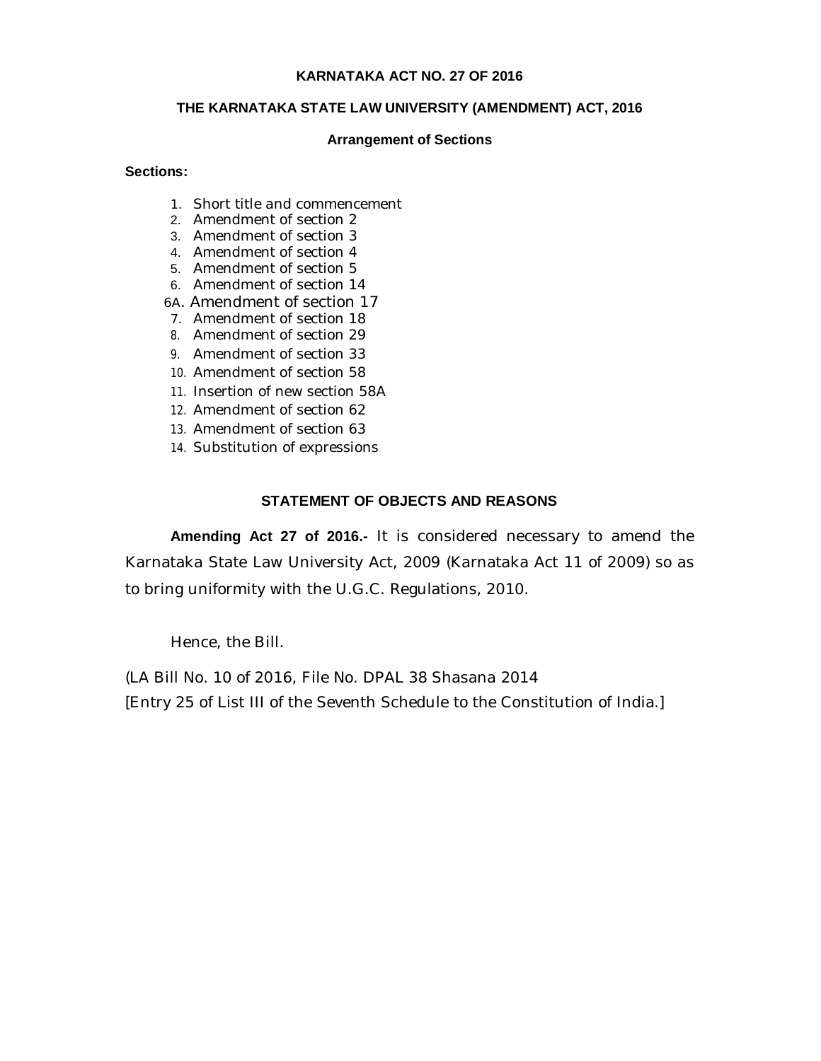# KARNATAKA ACT NO. 27 OF 2016

## THE KARNATAKA STATE LAW UNIVERSITY (AMENDMENT) ACT, 2016

### Arrangement of Sections

**Sections:**

1. Short title and commencement
2. Amendment of section 2
3. Amendment of section 3
4. Amendment of section 4
5. Amendment of section 5
6. Amendment of section 14

6A. Amendment of section 17

7. Amendment of section 18
8. Amendment of section 29
9. Amendment of section 33
10. Amendment of section 58
11. Insertion of new section 58A
12. Amendment of section 62
13. Amendment of section 63
14. Substitution of expressions

### STATEMENT OF OBJECTS AND REASONS

**Amending Act 27 of 2016.-** It is considered necessary to amend the Karnataka State Law University Act, 2009 (Karnataka Act 11 of 2009) so as to bring uniformity with the U.G.C. Regulations, 2010.

Hence, the Bill.

(LA Bill No. 10 of 2016, File No. DPAL 38 Shasana 2014
[Entry 25 of List III of the Seventh Schedule to the Constitution of India.]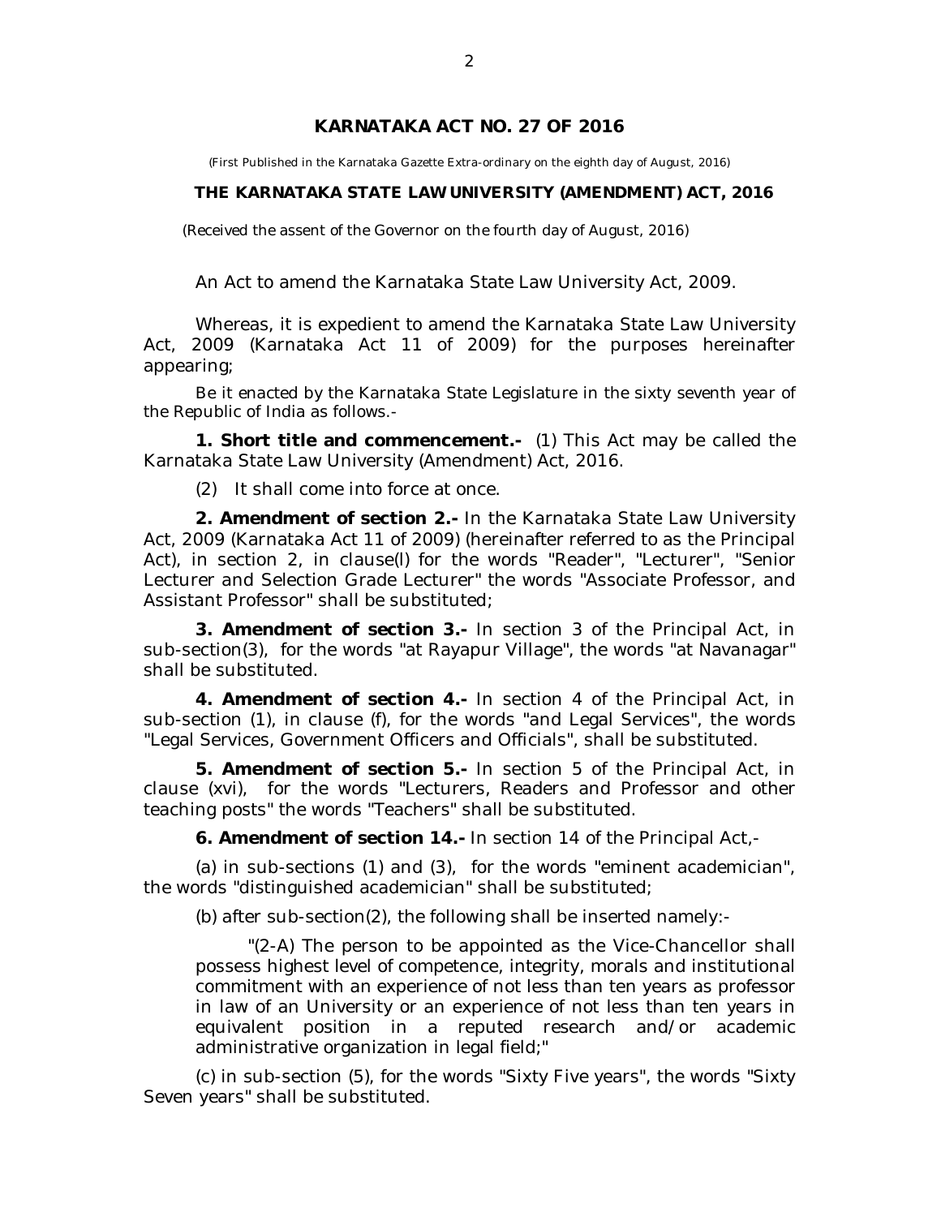# KARNATAKA ACT NO. 27 OF 2016

(First Published in the Karnataka Gazette Extra-ordinary on the eighth day of August, 2016)

## THE KARNATAKA STATE LAW UNIVERSITY (AMENDMENT) ACT, 2016

(Received the assent of the Governor on the fourth day of August, 2016)

An Act to amend the Karnataka State Law University Act, 2009.

Whereas, it is expedient to amend the Karnataka State Law University Act, 2009 (Karnataka Act 11 of 2009) for the purposes hereinafter appearing;

Be it enacted by the Karnataka State Legislature in the sixty seventh year of the Republic of India as follows.-

**1. Short title and commencement.-** (1) This Act may be called the Karnataka State Law University (Amendment) Act, 2016.

(2) It shall come into force at once.

**2. Amendment of section 2.-** In the Karnataka State Law University Act, 2009 (Karnataka Act 11 of 2009) (hereinafter referred to as the Principal Act), in section 2, in clause(l) for the words "Reader", "Lecturer", "Senior Lecturer and Selection Grade Lecturer" the words "Associate Professor, and Assistant Professor" shall be substituted;

**3. Amendment of section 3.-** In section 3 of the Principal Act, in sub-section(3), for the words "at Rayapur Village", the words "at Navanagar" shall be substituted.

**4. Amendment of section 4.-** In section 4 of the Principal Act, in sub-section (1), in clause (f), for the words "and Legal Services", the words "Legal Services, Government Officers and Officials", shall be substituted.

**5. Amendment of section 5.-** In section 5 of the Principal Act, in clause (xvi), for the words "Lecturers, Readers and Professor and other teaching posts" the words "Teachers" shall be substituted.

**6. Amendment of section 14.-** In section 14 of the Principal Act,-

(a) in sub-sections (1) and (3), for the words "eminent academician", the words "distinguished academician" shall be substituted;

(b) after sub-section(2), the following shall be inserted namely:-

"(2-A) The person to be appointed as the Vice-Chancellor shall possess highest level of competence, integrity, morals and institutional commitment with an experience of not less than ten years as professor in law of an University or an experience of not less than ten years in equivalent position in a reputed research and/or academic administrative organization in legal field;"

(c) in sub-section (5), for the words "Sixty Five years", the words "Sixty Seven years" shall be substituted.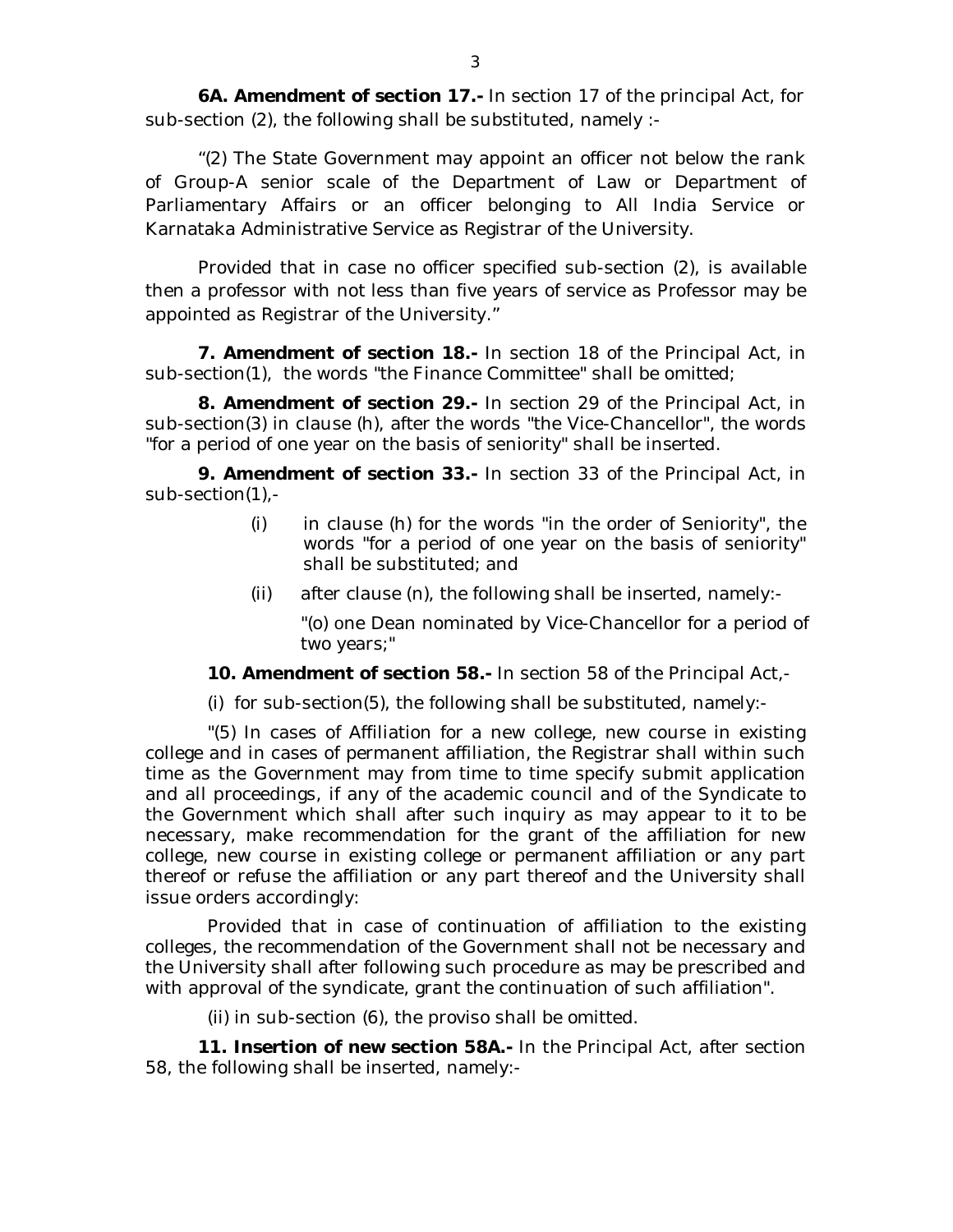**6A. Amendment of section 17.-** In section 17 of the principal Act, for sub-section (2), the following shall be substituted, namely :-

"(2) The State Government may appoint an officer not below the rank of Group-A senior scale of the Department of Law or Department of Parliamentary Affairs or an officer belonging to All India Service or Karnataka Administrative Service as Registrar of the University.

Provided that in case no officer specified sub-section (2), is available then a professor with not less than five years of service as Professor may be appointed as Registrar of the University."

**7. Amendment of section 18.-** In section 18 of the Principal Act, in sub-section(1), the words "the Finance Committee" shall be omitted;

**8. Amendment of section 29.-** In section 29 of the Principal Act, in sub-section(3) in clause (h), after the words "the Vice-Chancellor", the words "for a period of one year on the basis of seniority" shall be inserted.

**9. Amendment of section 33.-** In section 33 of the Principal Act, in sub-section(1),-

(i) in clause (h) for the words "in the order of Seniority", the words "for a period of one year on the basis of seniority" shall be substituted; and

(ii) after clause (n), the following shall be inserted, namely:-

"(o) one Dean nominated by Vice-Chancellor for a period of two years;"

**10. Amendment of section 58.-** In section 58 of the Principal Act,-

(i) for sub-section(5), the following shall be substituted, namely:-

"(5) In cases of Affiliation for a new college, new course in existing college and in cases of permanent affiliation, the Registrar shall within such time as the Government may from time to time specify submit application and all proceedings, if any of the academic council and of the Syndicate to the Government which shall after such inquiry as may appear to it to be necessary, make recommendation for the grant of the affiliation for new college, new course in existing college or permanent affiliation or any part thereof or refuse the affiliation or any part thereof and the University shall issue orders accordingly:

Provided that in case of continuation of affiliation to the existing colleges, the recommendation of the Government shall not be necessary and the University shall after following such procedure as may be prescribed and with approval of the syndicate, grant the continuation of such affiliation".

(ii) in sub-section (6), the proviso shall be omitted.

**11. Insertion of new section 58A.-** In the Principal Act, after section 58, the following shall be inserted, namely:-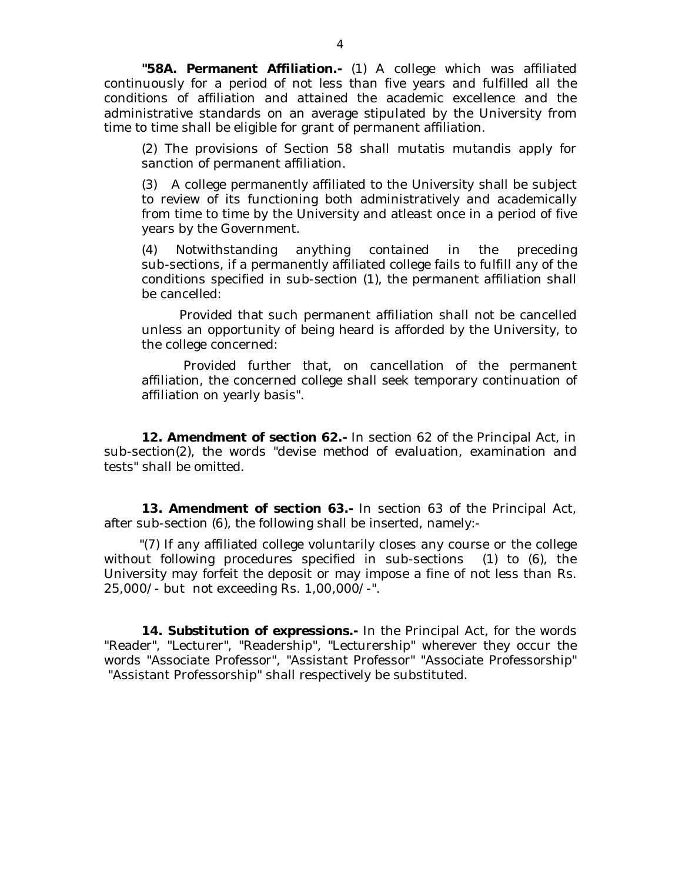**"58A. Permanent Affiliation.-** (1) A college which was affiliated continuously for a period of not less than five years and fulfilled all the conditions of affiliation and attained the academic excellence and the administrative standards on an average stipulated by the University from time to time shall be eligible for grant of permanent affiliation.

(2) The provisions of Section 58 shall mutatis mutandis apply for sanction of permanent affiliation.

(3) A college permanently affiliated to the University shall be subject to review of its functioning both administratively and academically from time to time by the University and atleast once in a period of five years by the Government.

(4) Notwithstanding anything contained in the preceding sub-sections, if a permanently affiliated college fails to fulfill any of the conditions specified in sub-section (1), the permanent affiliation shall be cancelled:

Provided that such permanent affiliation shall not be cancelled unless an opportunity of being heard is afforded by the University, to the college concerned:

Provided further that, on cancellation of the permanent affiliation, the concerned college shall seek temporary continuation of affiliation on yearly basis".

**12. Amendment of section 62.-** In section 62 of the Principal Act, in sub-section(2), the words "devise method of evaluation, examination and tests" shall be omitted.

**13. Amendment of section 63.-** In section 63 of the Principal Act, after sub-section (6), the following shall be inserted, namely:-

"(7) If any affiliated college voluntarily closes any course or the college without following procedures specified in sub-sections (1) to (6), the University may forfeit the deposit or may impose a fine of not less than Rs. 25,000/- but not exceeding Rs. 1,00,000/-".

**14. Substitution of expressions.-** In the Principal Act, for the words "Reader", "Lecturer", "Readership", "Lecturership" wherever they occur the words "Associate Professor", "Assistant Professor" "Associate Professorship" "Assistant Professorship" shall respectively be substituted.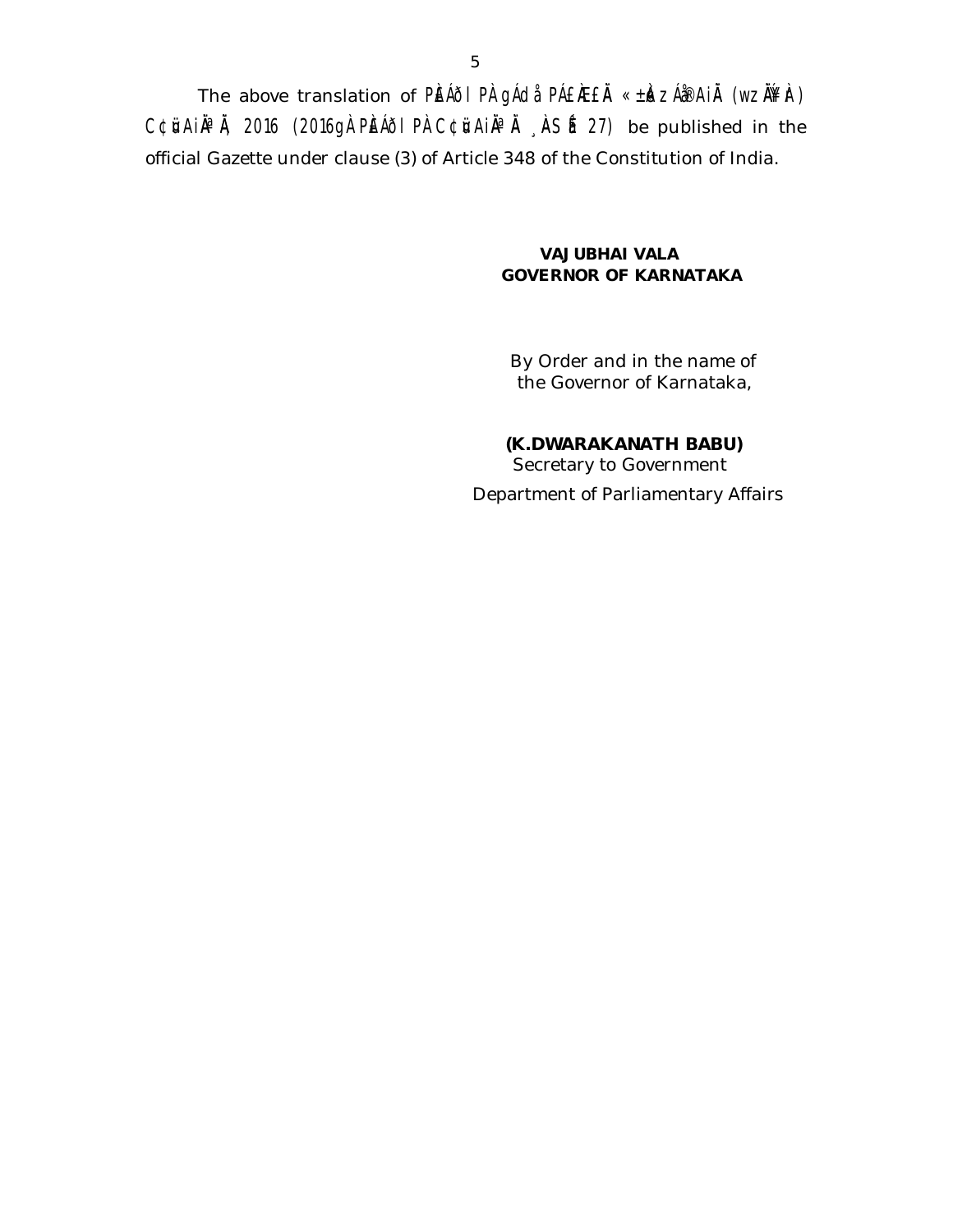The above translation of PÀ£ÁðlPÀ gÁdå PÁ£ÀÆ£ÀÄ «±Àé«zÁå®AiÀÄ (wzÀÄÝ¥Àr) C¢ü¤AiÀÄªÀÄ, 2016 (2016gÀ PÀ£ÁðlPÀ C¢ü¤AiÀÄªÀÄ ¸ÀASÉå 27) be published in the official Gazette under clause (3) of Article 348 of the Constitution of India.

**VAJUBHAI VALA**
**GOVERNOR OF KARNATAKA**

By Order and in the name of
the Governor of Karnataka,

**(K.DWARAKANATH BABU)**
Secretary to Government
Department of Parliamentary Affairs